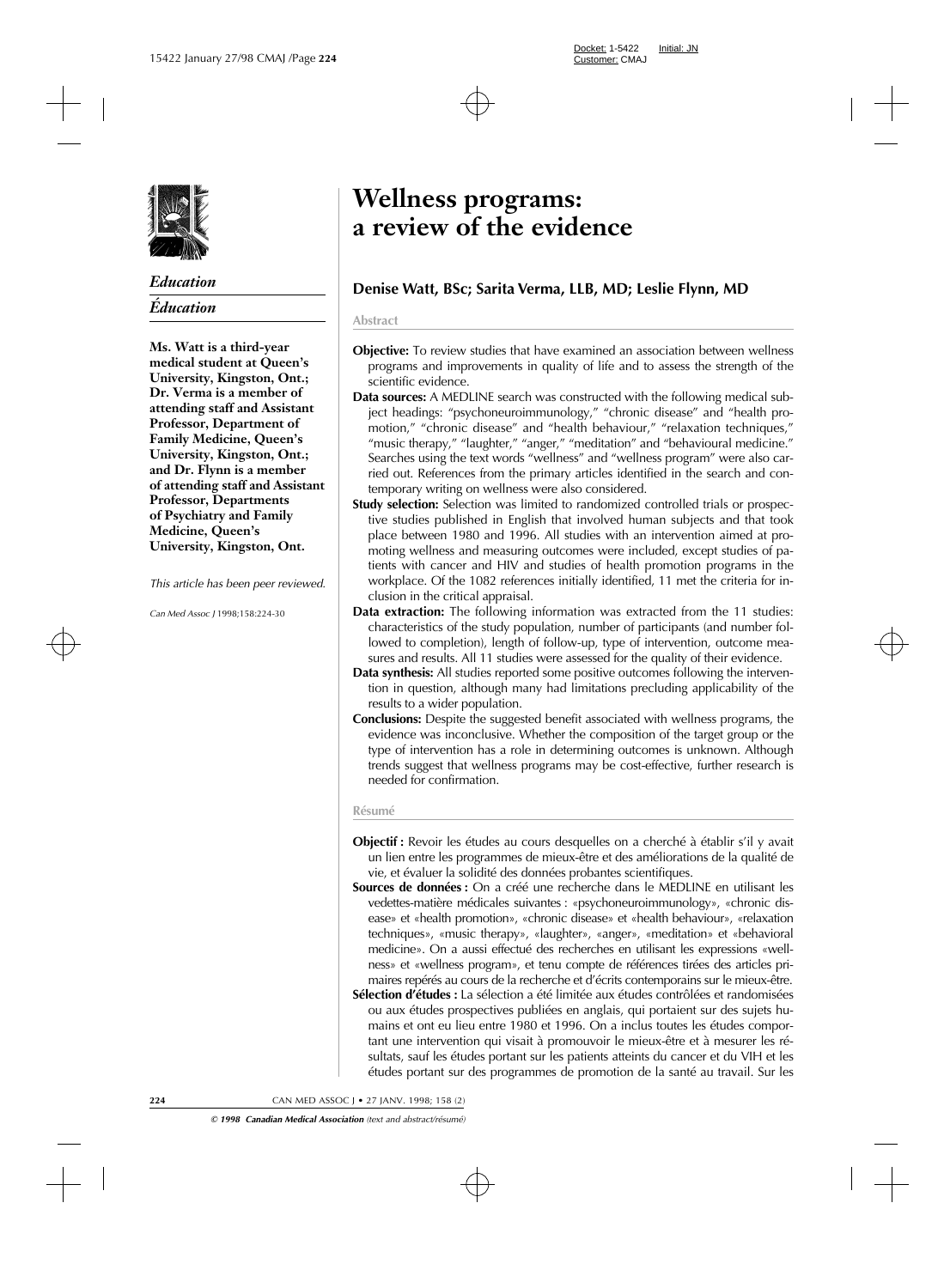*Education*

*Éducation*

**Ms. Watt is a third-year medical student at Queen's University, Kingston, Ont.; Dr. Verma is a member of attending staff and Assistant Professor, Department of Family Medicine, Queen's University, Kingston, Ont.; and Dr. Flynn is a member of attending staff and Assistant Professor, Departments of Psychiatry and Family Medicine, Queen's University, Kingston, Ont.**

*This article has been peer reviewed.*

*Can Med Assoc J* 1998;158:224-30

# Wellness programs: a review of the evidence

## Denise Watt, BSc; Sarita Verma, LLB, MD; Leslie Flynn, MD

### Abstract

**Objective:** To review studies that have examined an association between wellness programs and improvements in quality of life and to assess the strength of the scientific evidence.

**Data sources:** A MEDLINE search was constructed with the following medical subject headings: "psychoneuroimmunology," "chronic disease" and "health promotion," "chronic disease" and "health behaviour," "relaxation techniques," "music therapy," "laughter," "anger," "meditation" and "behavioural medicine." Searches using the text words "wellness" and "wellness program" were also carried out. References from the primary articles identified in the search and contemporary writing on wellness were also considered.

**Study selection:** Selection was limited to randomized controlled trials or prospective studies published in English that involved human subjects and that took place between 1980 and 1996. All studies with an intervention aimed at promoting wellness and measuring outcomes were included, except studies of patients with cancer and HIV and studies of health promotion programs in the workplace. Of the 1082 references initially identified, 11 met the criteria for inclusion in the critical appraisal.

**Data extraction:** The following information was extracted from the 11 studies: characteristics of the study population, number of participants (and number followed to completion), length of follow-up, type of intervention, outcome measures and results. All 11 studies were assessed for the quality of their evidence.

**Data synthesis:** All studies reported some positive outcomes following the intervention in question, although many had limitations precluding applicability of the results to a wider population.

**Conclusions:** Despite the suggested benefit associated with wellness programs, the evidence was inconclusive. Whether the composition of the target group or the type of intervention has a role in determining outcomes is unknown. Although trends suggest that wellness programs may be cost-effective, further research is needed for confirmation.

### Résumé

**Objectif :** Revoir les études au cours desquelles on a cherché à établir s'il y avait un lien entre les programmes de mieux-être et des améliorations de la qualité de vie, et évaluer la solidité des données probantes scientifiques.

**Sources de données :** On a créé une recherche dans le MEDLINE en utilisant les vedettes-matière médicales suivantes : «psychoneuroimmunology», «chronic disease» et «health promotion», «chronic disease» et «health behaviour», «relaxation techniques», «music therapy», «laughter», «anger», «meditation» et «behavioral medicine». On a aussi effectué des recherches en utilisant les expressions «wellness» et «wellness program», et tenu compte de références tirées des articles primaires repérés au cours de la recherche et d'écrits contemporains sur le mieux-être.

**Sélection d'études :** La sélection a été limitée aux études contrôlées et randomisées ou aux études prospectives publiées en anglais, qui portaient sur des sujets humains et ont eu lieu entre 1980 et 1996. On a inclus toutes les études comportant une intervention qui visait à promouvoir le mieux-être et à mesurer les résultats, sauf les études portant sur les patients atteints du cancer et du VIH et les études portant sur des programmes de promotion de la santé au travail. Sur les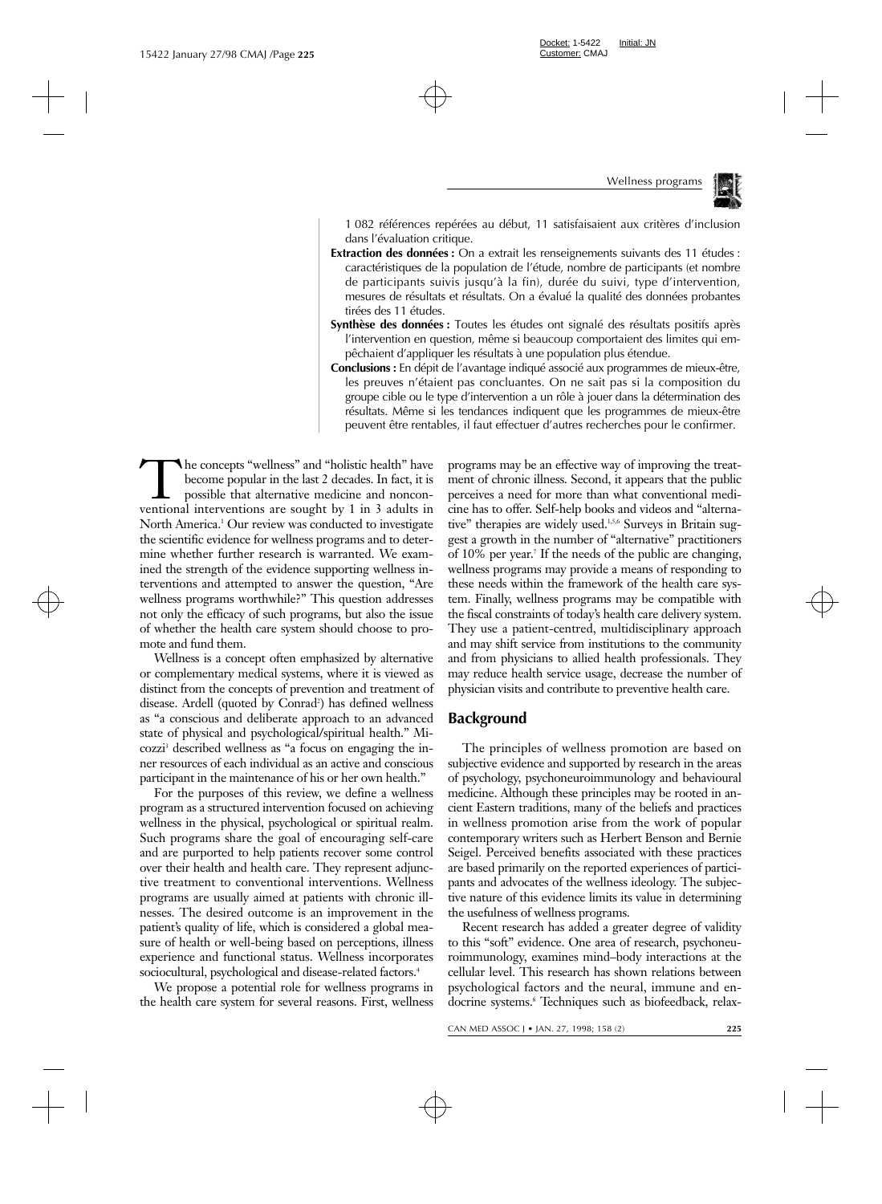1 082 références repérées au début, 11 satisfaisaient aux critères d'inclusion dans l'évaluation critique.

**Extraction des données :** On a extrait les renseignements suivants des 11 études : caractéristiques de la population de l'étude, nombre de participants (et nombre de participants suivis jusqu'à la fin), durée du suivi, type d'intervention, mesures de résultats et résultats. On a évalué la qualité des données probantes tirées des 11 études.

**Synthèse des données :** Toutes les études ont signalé des résultats positifs après l'intervention en question, même si beaucoup comportaient des limites qui empêchaient d'appliquer les résultats à une population plus étendue.

**Conclusions :** En dépit de l'avantage indiqué associé aux programmes de mieux-être, les preuves n'étaient pas concluantes. On ne sait pas si la composition du groupe cible ou le type d'intervention a un rôle à jouer dans la détermination des résultats. Même si les tendances indiquent que les programmes de mieux-être peuvent être rentables, il faut effectuer d'autres recherches pour le confirmer.

The concepts "wellness" and "holistic health" have become popular in the last 2 decades. In fact, it is possible that alternative medicine and nonconventional interventions are sought by 1 in 3 adults in North America.[1] Our review was conducted to investigate the scientific evidence for wellness programs and to determine whether further research is warranted. We examined the strength of the evidence supporting wellness interventions and attempted to answer the question, "Are wellness programs worthwhile?" This question addresses not only the efficacy of such programs, but also the issue of whether the health care system should choose to promote and fund them.

Wellness is a concept often emphasized by alternative or complementary medical systems, where it is viewed as distinct from the concepts of prevention and treatment of disease. Ardell (quoted by Conrad[2]) has defined wellness as "a conscious and deliberate approach to an advanced state of physical and psychological/spiritual health." Micozzi[3] described wellness as "a focus on engaging the inner resources of each individual as an active and conscious participant in the maintenance of his or her own health."

For the purposes of this review, we define a wellness program as a structured intervention focused on achieving wellness in the physical, psychological or spiritual realm. Such programs share the goal of encouraging self-care and are purported to help patients recover some control over their health and health care. They represent adjunctive treatment to conventional interventions. Wellness programs are usually aimed at patients with chronic illnesses. The desired outcome is an improvement in the patient's quality of life, which is considered a global measure of health or well-being based on perceptions, illness experience and functional status. Wellness incorporates sociocultural, psychological and disease-related factors.[4]

We propose a potential role for wellness programs in the health care system for several reasons. First, wellness programs may be an effective way of improving the treatment of chronic illness. Second, it appears that the public perceives a need for more than what conventional medicine has to offer. Self-help books and videos and "alternative" therapies are widely used.[1,5,6] Surveys in Britain suggest a growth in the number of "alternative" practitioners of 10% per year.[7] If the needs of the public are changing, wellness programs may provide a means of responding to these needs within the framework of the health care system. Finally, wellness programs may be compatible with the fiscal constraints of today's health care delivery system. They use a patient-centred, multidisciplinary approach and may shift service from institutions to the community and from physicians to allied health professionals. They may reduce health service usage, decrease the number of physician visits and contribute to preventive health care.

## Background

The principles of wellness promotion are based on subjective evidence and supported by research in the areas of psychology, psychoneuroimmunology and behavioural medicine. Although these principles may be rooted in ancient Eastern traditions, many of the beliefs and practices in wellness promotion arise from the work of popular contemporary writers such as Herbert Benson and Bernie Seigel. Perceived benefits associated with these practices are based primarily on the reported experiences of participants and advocates of the wellness ideology. The subjective nature of this evidence limits its value in determining the usefulness of wellness programs.

Recent research has added a greater degree of validity to this "soft" evidence. One area of research, psychoneuroimmunology, examines mind–body interactions at the cellular level. This research has shown relations between psychological factors and the neural, immune and endocrine systems.[8] Techniques such as biofeedback, relax-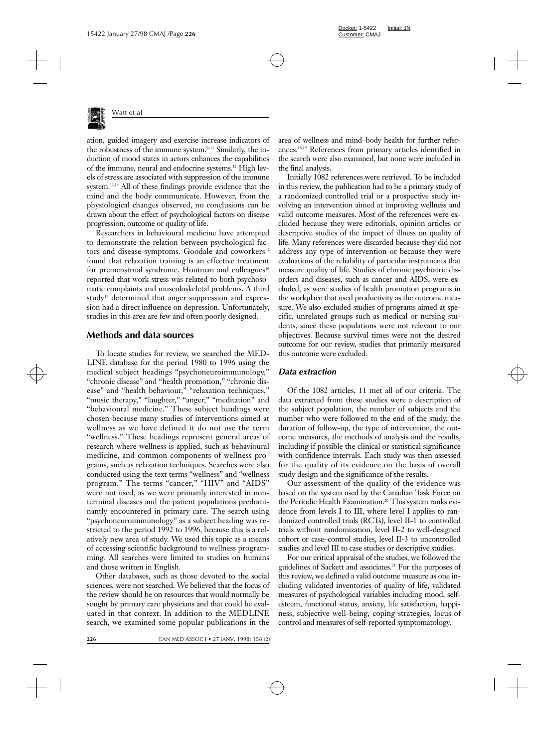ation, guided imagery and exercise increase indicators of the robustness of the immune system.[9–11] Similarly, the induction of mood states in actors enhances the capabilities of the immune, neural and endocrine systems.[12] High levels of stress are associated with suppression of the immune system.[13,14] All of these findings provide evidence that the mind and the body communicate. However, from the physiological changes observed, no conclusions can be drawn about the effect of psychological factors on disease progression, outcome or quality of life.

Researchers in behavioural medicine have attempted to demonstrate the relation between psychological factors and disease symptoms. Goodale and coworkers[15] found that relaxation training is an effective treatment for premenstrual syndrome. Houtman and colleagues[16] reported that work stress was related to both psychosomatic complaints and musculoskeletal problems. A third study[17] determined that anger suppression and expression had a direct influence on depression. Unfortunately, studies in this area are few and often poorly designed.

## Methods and data sources

To locate studies for review, we searched the MEDLINE database for the period 1980 to 1996 using the medical subject headings "psychoneuroimmunology," "chronic disease" and "health promotion," "chronic disease" and "health behaviour," "relaxation techniques," "music therapy," "laughter," "anger," "meditation" and "behavioural medicine." These subject headings were chosen because many studies of interventions aimed at wellness as we have defined it do not use the term "wellness." These headings represent general areas of research where wellness is applied, such as behavioural medicine, and common components of wellness programs, such as relaxation techniques. Searches were also conducted using the text terms "wellness" and "wellness program." The terms "cancer," "HIV" and "AIDS" were not used, as we were primarily interested in nonterminal diseases and the patient populations predominantly encountered in primary care. The search using "psychoneuroimmunology" as a subject heading was restricted to the period 1992 to 1996, because this is a relatively new area of study. We used this topic as a means of accessing scientific background to wellness programming. All searches were limited to studies on humans and those written in English.

Other databases, such as those devoted to the social sciences, were not searched. We believed that the focus of the review should be on resources that would normally be sought by primary care physicians and that could be evaluated in that context. In addition to the MEDLINE search, we examined some popular publications in the area of wellness and mind–body health for further references.[18,19] References from primary articles identified in the search were also examined, but none were included in the final analysis.

Initially 1082 references were retrieved. To be included in this review, the publication had to be a primary study of a randomized controlled trial or a prospective study involving an intervention aimed at improving wellness and valid outcome measures. Most of the references were excluded because they were editorials, opinion articles or descriptive studies of the impact of illness on quality of life. Many references were discarded because they did not address any type of intervention or because they were evaluations of the reliability of particular instruments that measure quality of life. Studies of chronic psychiatric disorders and diseases, such as cancer and AIDS, were excluded, as were studies of health promotion programs in the workplace that used productivity as the outcome measure. We also excluded studies of programs aimed at specific, unrelated groups such as medical or nursing students, since these populations were not relevant to our objectives. Because survival times were not the desired outcome for our review, studies that primarily measured this outcome were excluded.

### *Data extraction*

Of the 1082 articles, 11 met all of our criteria. The data extracted from these studies were a description of the subject population, the number of subjects and the number who were followed to the end of the study, the duration of follow-up, the type of intervention, the outcome measures, the methods of analysis and the results, including if possible the clinical or statistical significance with confidence intervals. Each study was then assessed for the quality of its evidence on the basis of overall study design and the significance of the results.

Our assessment of the quality of the evidence was based on the system used by the Canadian Task Force on the Periodic Health Examination.[20] This system ranks evidence from levels I to III, where level I applies to randomized controlled trials (RCTs), level II-1 to controlled trials without randomization, level II-2 to well-designed cohort or case–control studies, level II-3 to uncontrolled studies and level III to case studies or descriptive studies.

For our critical appraisal of the studies, we followed the guidelines of Sackett and associates.[21] For the purposes of this review, we defined a valid outcome measure as one including validated inventories of quality of life, validated measures of psychological variables including mood, self-esteem, functional status, anxiety, life satisfaction, happiness, subjective well-being, coping strategies, locus of control and measures of self-reported symptomatology.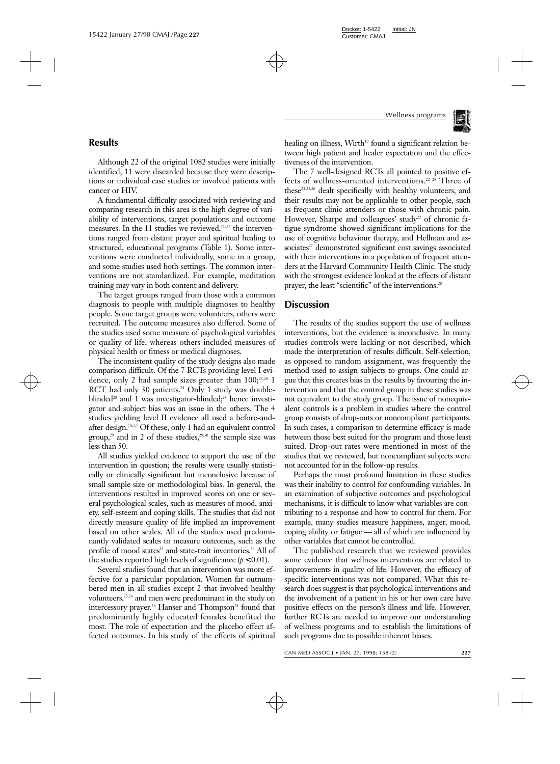## Results

Although 22 of the original 1082 studies were initially identified, 11 were discarded because they were descriptions or individual case studies or involved patients with cancer or HIV.

A fundamental difficulty associated with reviewing and comparing research in this area is the high degree of variability of interventions, target populations and outcome measures. In the 11 studies we reviewed,[22–32] the interventions ranged from distant prayer and spiritual healing to structured, educational programs (Table 1). Some interventions were conducted individually, some in a group, and some studies used both settings. The common interventions are not standardized. For example, meditation training may vary in both content and delivery.

The target groups ranged from those with a common diagnosis to people with multiple diagnoses to healthy people. Some target groups were volunteers, others were recruited. The outcome measures also differed. Some of the studies used some measure of psychological variables or quality of life, whereas others included measures of physical health or fitness or medical diagnoses.

The inconsistent quality of the study designs also made comparison difficult. Of the 7 RCTs providing level I evidence, only 2 had sample sizes greater than 100;[23,28] 1 RCT had only 30 patients.[24] Only 1 study was double-blinded[28] and 1 was investigator-blinded;[24] hence investigator and subject bias was an issue in the others. The 4 studies yielding level II evidence all used a before-and-after design.[29–32] Of these, only 1 had an equivalent control group,[29] and in 2 of these studies,[29,30] the sample size was less than 50.

All studies yielded evidence to support the use of the intervention in question; the results were usually statistically or clinically significant but inconclusive because of small sample size or methodological bias. In general, the interventions resulted in improved scores on one or several psychological scales, such as measures of mood, anxiety, self-esteem and coping skills. The studies that did not directly measure quality of life implied an improvement based on other scales. All of the studies used predominantly validated scales to measure outcomes, such as the profile of mood states[33] and state-trait inventories.[34] All of the studies reported high levels of significance ($p < 0.01$).

Several studies found that an intervention was more effective for a particular population. Women far outnumbered men in all studies except 2 that involved healthy volunteers,[23,26] and men were predominant in the study on intercessory prayer.[28] Hanser and Thompson[24] found that predominantly highly educated females benefited the most. The role of expectation and the placebo effect affected outcomes. In his study of the effects of spiritual healing on illness, Wirth[30] found a significant relation between high patient and healer expectation and the effectiveness of the intervention.

The 7 well-designed RCTs all pointed to positive effects of wellness-oriented interventions.[22–28] Three of these[23,25,26] dealt specifically with healthy volunteers, and their results may not be applicable to other people, such as frequent clinic attenders or those with chronic pain. However, Sharpe and colleagues' study[22] of chronic fatigue syndrome showed significant implications for the use of cognitive behaviour therapy, and Hellman and associates[27] demonstrated significant cost savings associated with their interventions in a population of frequent attenders at the Harvard Community Health Clinic. The study with the strongest evidence looked at the effects of distant prayer, the least "scientific" of the interventions.[28]

## Discussion

The results of the studies support the use of wellness interventions, but the evidence is inconclusive. In many studies controls were lacking or not described, which made the interpretation of results difficult. Self-selection, as opposed to random assignment, was frequently the method used to assign subjects to groups. One could argue that this creates bias in the results by favouring the intervention and that the control group in these studies was not equivalent to the study group. The issue of nonequivalent controls is a problem in studies where the control group consists of drop-outs or noncompliant participants. In such cases, a comparison to determine efficacy is made between those best suited for the program and those least suited. Drop-out rates were mentioned in most of the studies that we reviewed, but noncompliant subjects were not accounted for in the follow-up results.

Perhaps the most profound limitation in these studies was their inability to control for confounding variables. In an examination of subjective outcomes and psychological mechanisms, it is difficult to know what variables are contributing to a response and how to control for them. For example, many studies measure happiness, anger, mood, coping ability or fatigue — all of which are influenced by other variables that cannot be controlled.

The published research that we reviewed provides some evidence that wellness interventions are related to improvements in quality of life. However, the efficacy of specific interventions was not compared. What this research does suggest is that psychological interventions and the involvement of a patient in his or her own care have positive effects on the person's illness and life. However, further RCTs are needed to improve our understanding of wellness programs and to establish the limitations of such programs due to possible inherent biases.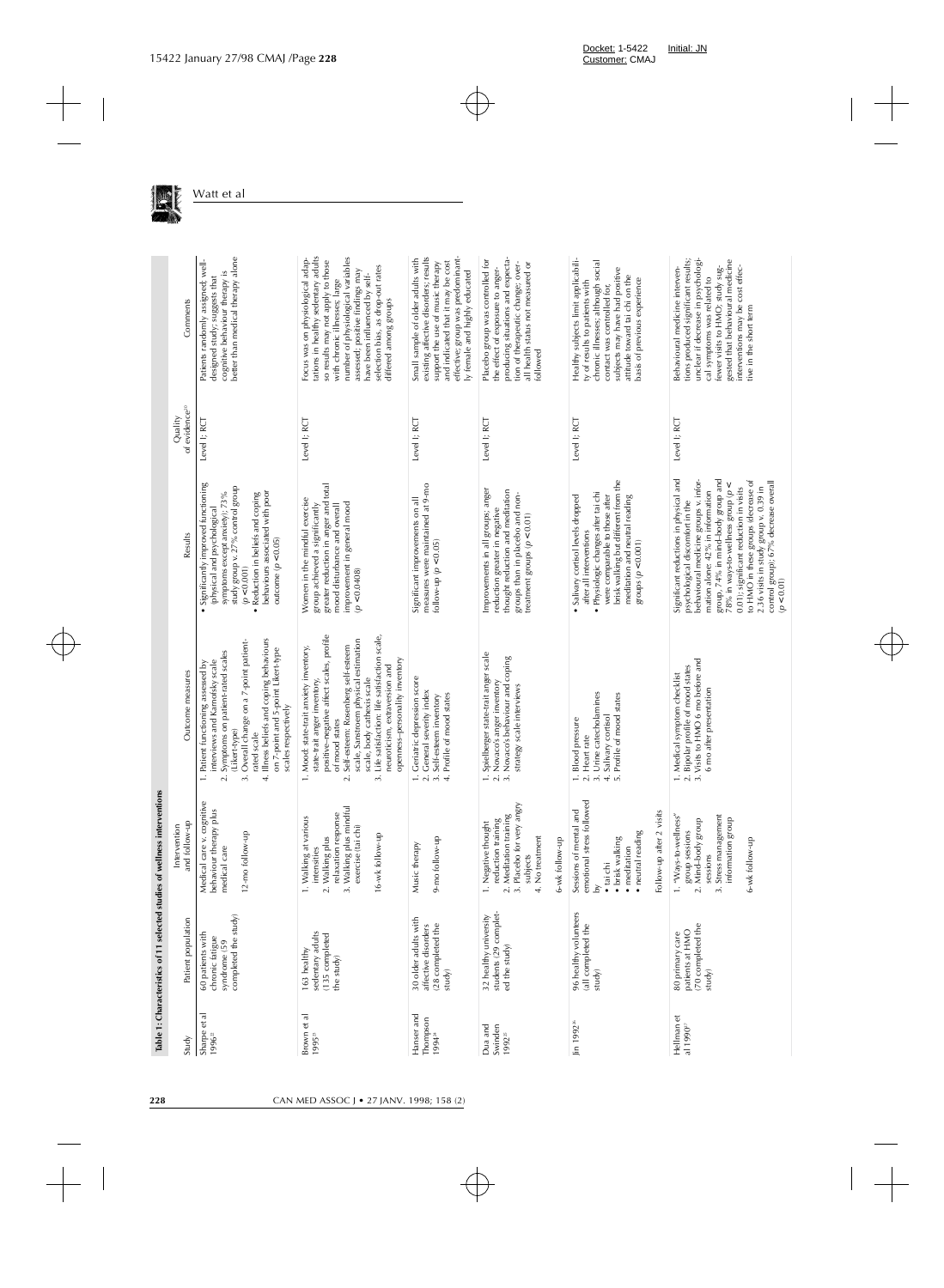**Table 1: Characteristics of 11 selected studies of wellness interventions**

| Study | Patient population | Intervention and follow-up | Outcome measures | Results | Quality of evidence[20] | Comments |
|---|---|---|---|---|---|---|
| Sharpe et al 1996[22] | 60 patients with chronic fatigue syndrome (59 completed the study) | Medical care v. cognitive behaviour therapy plus medical care<br><br>12-mo follow-up | 1. Patient functioning assessed by interviews and Karnofsky scale<br>2. Symptoms on patient-rated scales (Likert-type)<br>3. Overall change on a 7-point patient-rated scale<br>4. Illness beliefs and coping behaviours on 7-point and 5-point Likert-type scales respectively | • Significantly improved functioning (physical and psychological symptoms except anxiety); 73% study group v. 27% control group ($p < 0.001$)<br>• Reduction in beliefs and coping behaviours associated with poor outcome ($p < 0.05$) | Level I; RCT | Patients randomly assigned; well-designed study; suggests that cognitive behaviour therapy is better than medical therapy alone |
| Brown et al 1995[23] | 163 healthy sedentary adults (135 completed the study) | 1. Walking at various intensities<br>2. Walking plus relaxation response<br>3. Walking plus mindful exercise (tai chi)<br><br>16-wk follow-up | 1. Mood: state-trait anxiety inventory, state-trait anger inventory, positive–negative affect scales, profile of mood states<br>2. Self-esteem: Rosenberg self-esteem scale, Sonstroem physical estimation scale, body cathexis scale<br>3. Life satisfaction: life satisfaction scale, neuroticism, extraversion and openness–personality inventory | Women in the mindful exercise group achieved a significantly greater reduction in anger and total mood disturbance and overall improvement in general mood ($p < 0.0408$) | Level I; RCT | Focus was on physiological adaptations in healthy sedentary adults so results may not apply to those with chronic illnesses; large number of physiological variables assessed; positive findings may have been influenced by self-selection bias, as drop-out rates differed among groups |
| Hanser and Thompson 1994[24] | 30 older adults with affective disorders (28 completed the study) | Music therapy<br><br>9-mo follow-up | 1. Geriatric depression score<br>2. General severity index<br>3. Self-esteem inventory<br>4. Profile of mood states | Significant improvements on all measures were maintained at 9-mo follow-up ($p < 0.05$) | Level I; RCT | Small sample of older adults with existing affective disorders; results support the use of music therapy and indicated that it may be cost effective; group was predominantly female and highly educated |
| Dua and Swinden 1992[25] | 32 healthy university students (29 completed the study) | 1. Negative thought reduction training<br>2. Meditation training<br>3. Placebo for very angry subjects<br>4. No treatment<br><br>6-wk follow-up | 1. Spielberger state-trait anger scale<br>2. Novaco's anger inventory<br>3. Novaco's behaviour and coping strategy scale interviews | Improvements in all groups; anger reduction greater in negative thought reduction and meditation groups than in placebo and non-treatment groups ($p < 0.01$) | Level I; RCT | Placebo group was controlled for the effect of exposure to anger-producing situations and expectation of therapeutic change; overall health status not measured or followed |
| Jin 1992[26] | 96 healthy volunteers (all completed the study) | Sessions of mental and emotional stress followed by<br>• tai chi<br>• brisk walking<br>• meditation<br>• neutral reading<br><br>Follow-up after 2 visits | 1. Blood pressure<br>2. Heart rate<br>3. Urine catecholamines<br>4. Salivary cortisol<br>5. Profile of mood states | • Salivary cortisol levels dropped after all interventions<br>• Physiologic changes after tai chi were comparable to those after brisk walking but different from the meditation and neutral reading groups ($p < 0.001$) | Level I; RCT | Healthy subjects limit applicability of results to patients with chronic illnesses; although social contact was controlled for, subjects may have had positive attitude toward tai chi on the basis of previous experience |
| Hellman et al 1990[27] | 80 primary care patients at HMO (70 completed the study) | 1. "Ways-to-wellness" group sessions<br>2. Mind–body group sessions<br>3. Stress management information group<br><br>6-wk follow-up | 1. Medical symptom checklist<br>2. Bipolar profile of mood states<br>3. Visits to HMO 6 mo before and 6 mo after presentation | Significant reductions in physical and psychological discomfort in the behavioural medicine groups v. information alone: 42% in mind–body group, 74% in mind–body group and 78% in ways-to-wellness group ($p <$ 0.01); significant reduction in visits to HMO in these groups (decrease of 2.36 visits in study group v. 0.39 in control group); 67% decrease overall ($p < 0.01$) | Level I; RCT | Behavioural medicine interventions produced significant results; unclear if decrease in psychological symptoms was related to fewer visits to HMO; study suggested that behavioural medicine interventions may be cost effective in the short term |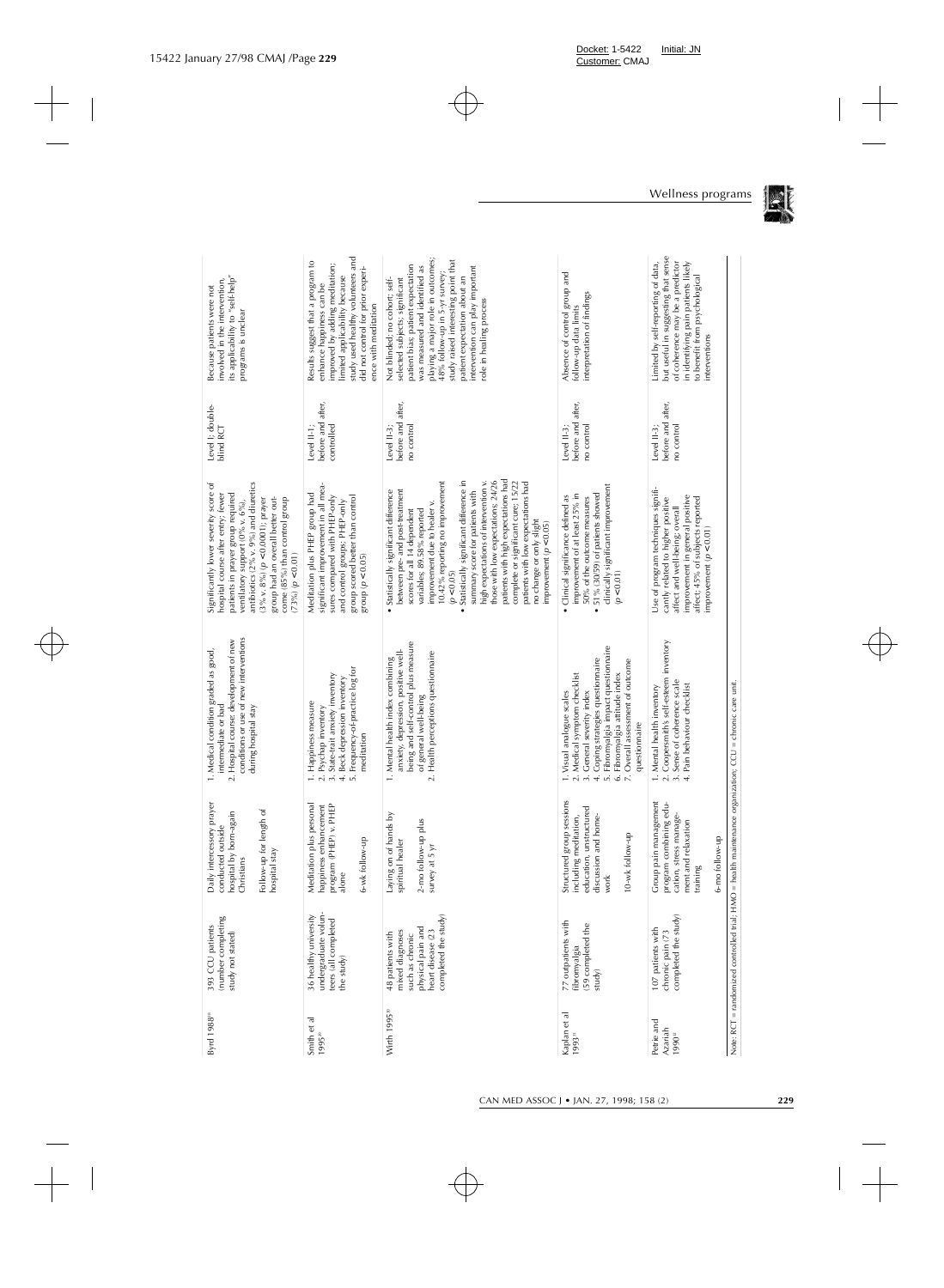| | | | | | | |
|---|---|---|---|---|---|---|
| Byrd 1988[30] | 393 CCU patients (number completing study not stated) | Daily intercessory prayer conducted outside hospital by born-again Christians<br><br>Follow-up for length of hospital stay | 1. Medical condition graded as good, intermediate or bad<br>2. Hospital course: development of new conditions or use of new interventions during hospital stay | Significantly lower severity score of hospital course after entry; fewer patients in prayer group required ventilatory support (0% v. 6%), antibiotics (2% v. 9%) and diuretics (5% v. 8%) ($p$ < 0.0001); prayer group had an overall better outcome (85%) than control group (73%) ($p$ < 0.01) | Level I; double-blind RCT | Because patients were not involved in the intervention, its applicability to "self-help" programs is unclear |
| Smith et al 1995[31] | 36 healthy university undergraduate volunteers (all completed the study) | Meditation plus personal happiness enhancement program (PHEP) v. PHEP alone<br><br>6-wk follow-up | 1. Happiness measure<br>2. Psychap inventory<br>3. State-trait anxiety inventory<br>4. Beck depression inventory<br>5. Frequency-of-practice log for meditation | Meditation plus PHEP group had significant improvement in all measures compared with PHEP-only and control groups; PHEP-only group scored better than control group ($p$ < 0.05) | Level II-1; before and after, controlled | Results suggest that a program to enhance happiness can be improved by adding meditation; limited applicability because study used healthy volunteers and did not control for prior experience with meditation |
| Wirth 1995[32] | 48 patients with mixed diagnoses such as chronic physical pain and heart disease (23 completed the study) | Laying on of hands by spiritual healer<br><br>2-mo follow-up plus survey at 5 yr | 1. Mental health index combining anxiety, depression, positive well-being and self-control plus measure of general well-being<br>2. Health perceptions questionnaire | • Statistically significant difference between pre- and post-treatment scores for all 14 dependent variables; 89.58% reported improvement due to healer v. 10.42% reporting no improvement ($p$ < 0.05)<br>• Statistically significant difference in summary score for patients with high expectations of intervention v. those with low expectations; 24/26 patients with high expectations had complete or significant cure; 15/22 patients with low expectations had no change or only slight improvement ($p$ < 0.05) | Level II-3; before and after, no control | Not blinded; no cohort; self-selected subjects; significant patient bias; patient expectation was measured and identified as playing a major role in outcomes; 48% follow-up in 5-yr survey; study raised interesting point that patient expectation about an intervention can play important role in healing process |
| Kaplan et al 1993[33] | 77 outpatients with fibromyalgia (59 completed the study) | Structured group sessions including meditation, education, unstructured discussion and homework<br><br>10-wk follow-up | 1. Visual analogue scales<br>2. Medical symptom checklist<br>3. General severity index<br>4. Coping strategies questionnaire<br>5. Fibromyalgia impact questionnaire<br>6. Fibromyalgia attitude index<br>7. Overall assessment of outcome questionnaire | • Clinical significance defined as improvement of at least 25% in 50% of the outcome measures<br>• 51% (30/59) of patients showed clinically significant improvement ($p$ < 0.01) | Level II-3; before and after, no control | Absence of control group and follow-up data limits interpretation of findings |
| Petrie and Azariah 1990[34] | 107 patients with chronic pain (73 completed the study) | Group pain management program combining education, stress management and relaxation training<br><br>6-mo follow-up | 1. Mental health inventory<br>2. Coopersmith's self-esteem inventory<br>3. Sense of coherence scale<br>4. Pain behaviour checklist | Use of program techniques significantly related to higher positive affect and well-being; overall improvement in general positive affect; 45% of subjects reported improvement ($p$ < 0.01) | Level II-3; before and after, no control | Limited by self-reporting of data, but useful in suggesting that sense of coherence may be a predictor in identifying pain patients likely to benefit from psychological interventions |

Note: RCT = randomized controlled trial; HMO = health maintenance organization; CCU = chronic care unit.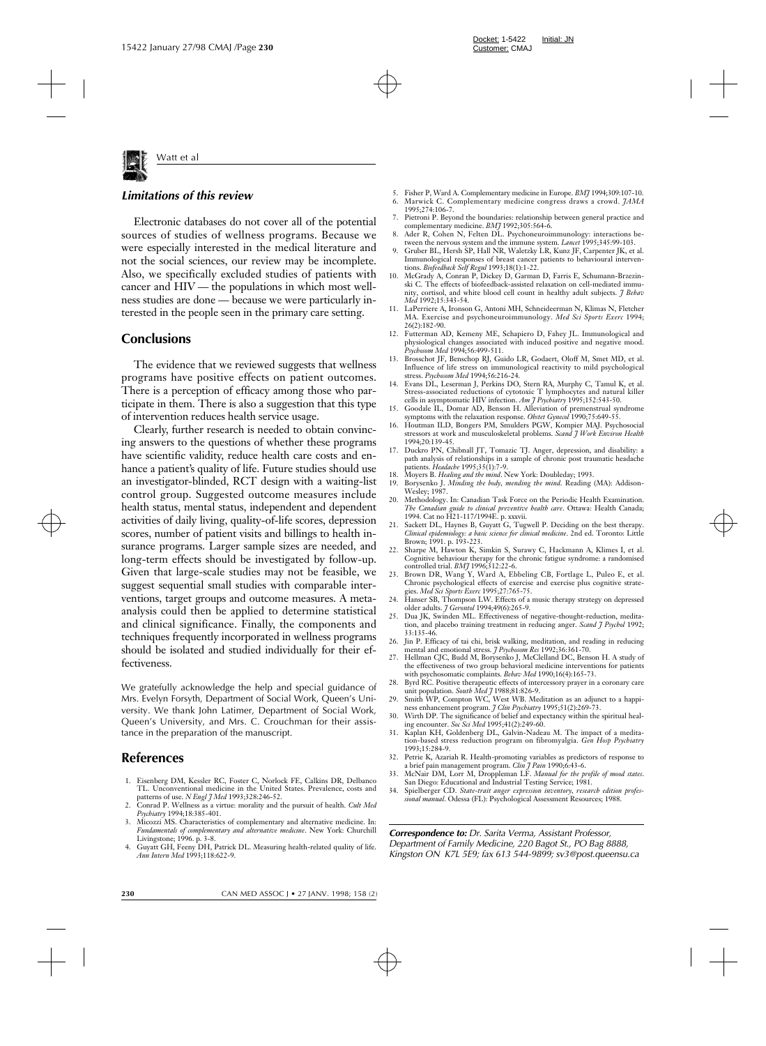## Limitations of this review

Electronic databases do not cover all of the potential sources of studies of wellness programs. Because we were especially interested in the medical literature and not the social sciences, our review may be incomplete. Also, we specifically excluded studies of patients with cancer and HIV — the populations in which most wellness studies are done — because we were particularly interested in the people seen in the primary care setting.

## Conclusions

The evidence that we reviewed suggests that wellness programs have positive effects on patient outcomes. There is a perception of efficacy among those who participate in them. There is also a suggestion that this type of intervention reduces health service usage.

Clearly, further research is needed to obtain convincing answers to the questions of whether these programs have scientific validity, reduce health care costs and enhance a patient's quality of life. Future studies should use an investigator-blinded, RCT design with a waiting-list control group. Suggested outcome measures include health status, mental status, independent and dependent activities of daily living, quality-of-life scores, depression scores, number of patient visits and billings to health insurance programs. Larger sample sizes are needed, and long-term effects should be investigated by follow-up. Given that large-scale studies may not be feasible, we suggest sequential small studies with comparable interventions, target groups and outcome measures. A meta-analysis could then be applied to determine statistical and clinical significance. Finally, the components and techniques frequently incorporated in wellness programs should be isolated and studied individually for their effectiveness.

We gratefully acknowledge the help and special guidance of Mrs. Evelyn Forsyth, Department of Social Work, Queen's University. We thank John Latimer, Department of Social Work, Queen's University, and Mrs. C. Crouchman for their assistance in the preparation of the manuscript.

## References

1. Eisenberg DM, Kessler RC, Foster C, Norlock FE, Calkins DR, Delbanco TL. Unconventional medicine in the United States. Prevalence, costs and patterns of use. *N Engl J Med* 1993;328:246-52.
2. Conrad P. Wellness as a virtue: morality and the pursuit of health. *Cult Med Psychiatry* 1994;18:385-401.
3. Micozzi MS. Characteristics of complementary and alternative medicine. In: *Fundamentals of complementary and alternative medicine*. New York: Churchill Livingstone; 1996. p. 3-8.
4. Guyatt GH, Feeny DH, Patrick DL. Measuring health-related quality of life. *Ann Intern Med* 1993;118:622-9.
5. Fisher P, Ward A. Complementary medicine in Europe. *BMJ* 1994;309:107-10.
6. Marwick C. Complementary medicine congress draws a crowd. *JAMA* 1995;274:106-7.
7. Pietroni P. Beyond the boundaries: relationship between general practice and complementary medicine. *BMJ* 1992;305:564-6.
8. Ader R, Cohen N, Felten DL. Psychoneuroimmunology: interactions between the nervous system and the immune system. *Lancet* 1995;345:99-103.
9. Gruber BL, Hersh SP, Hall NR, Waletzky LR, Kunz JF, Carpenter JK, et al. Immunological responses of breast cancer patients to behavioural interventions. *Biofeedback Self Regul* 1993;18(1):1-22.
10. McGrady A, Conran P, Dickey D, Garman D, Farris E, Schumann-Brzezinski C. The effects of biofeedback-assisted relaxation on cell-mediated immunity, cortisol, and white blood cell count in healthy adult subjects. *J Behav Med* 1992;15:343-54.
11. LaPerriere A, Ironson G, Antoni MH, Schneideerman N, Klimas N, Fletcher MA. Exercise and psychoneuroimmunology. *Med Sci Sports Exerc* 1994;26(2):182-90.
12. Futterman AD, Kemeny ME, Schapiero D, Fahey JL. Immunological and physiological changes associated with induced positive and negative mood. *Psychosom Med* 1994;56:499-511.
13. Brosschot JF, Benschop RJ, Guido LR, Godaert, Oloff M, Smet MD, et al. Influence of life stress on immunological reactivity to mild psychological stress. *Psychosom Med* 1994;56:216-24.
14. Evans DL, Leserman J, Perkins DO, Stern RA, Murphy C, Tamul K, et al. Stress-associated reductions of cytotoxic T lymphocytes and natural killer cells in asymptomatic HIV infection. *Am J Psychiatry* 1995;152:543-50.
15. Goodale IL, Domar AD, Benson H. Alleviation of premenstrual syndrome symptoms with the relaxation response. *Obstet Gynecol* 1990;75:649-55.
16. Houtman ILD, Bongers PM, Smulders PGW, Kompier MAJ. Psychosocial stressors at work and musculoskeletal problems. *Scand J Work Environ Health* 1994;20:139-45.
17. Duckro PN, Chibnall JT, Tomazic TJ. Anger, depression, and disability: a path analysis of relationships in a sample of chronic post traumatic headache patients. *Headache* 1995;35(1):7-9.
18. Moyers B. *Healing and the mind*. New York: Doubleday; 1993.
19. Borysenko J. *Minding the body, mending the mind*. Reading (MA): Addison-Wesley; 1987.
20. Methodology. In: Canadian Task Force on the Periodic Health Examination. *The Canadian guide to clinical preventive health care*. Ottawa: Health Canada; 1994. Cat no H21-117/1994E. p. xxxvii.
21. Sackett DL, Haynes B, Guyatt G, Tugwell P. Deciding on the best therapy. *Clinical epidemiology: a basic science for clinical medicine*. 2nd ed. Toronto: Little Brown; 1991. p. 193-223.
22. Sharpe M, Hawton K, Simkin S, Surawy C, Hackmann A, Klimes I, et al. Cognitive behaviour therapy for the chronic fatigue syndrome: a randomised controlled trial. *BMJ* 1996;312:22-6.
23. Brown DR, Wang Y, Ward A, Ebbeling CB, Fortlage L, Puleo E, et al. Chronic psychological effects of exercise and exercise plus cognitive strategies. *Med Sci Sports Exerc* 1995;27:765-75.
24. Hanser SB, Thompson LW. Effects of a music therapy strategy on depressed older adults. *J Gerontol* 1994;49(6):265-9.
25. Dua JK, Swinden ML. Effectiveness of negative-thought-reduction, meditation, and placebo training treatment in reducing anger. *Scand J Psychol* 1992;33:135-46.
26. Jin P. Efficacy of tai chi, brisk walking, meditation, and reading in reducing mental and emotional stress. *J Psychosom Res* 1992;36:361-70.
27. Hellman CJC, Budd M, Borysenko J, McClelland DC, Benson H. A study of the effectiveness of two group behavioral medicine interventions for patients with psychosomatic complaints. *Behav Med* 1990;16(4):165-73.
28. Byrd RC. Positive therapeutic effects of intercessory prayer in a coronary care unit population. *South Med J* 1988;81:826-9.
29. Smith WP, Compton WC, West WB. Meditation as an adjunct to a happiness enhancement program. *J Clin Psychiatry* 1995;51(2):269-73.
30. Wirth DP. The significance of belief and expectancy within the spiritual healing encounter. *Soc Sci Med* 1995;41(2):249-60.
31. Kaplan KH, Goldenberg DL, Galvin-Nadeau M. The impact of a meditation-based stress reduction program on fibromyalgia. *Gen Hosp Psychiatry* 1993;15:284-9.
32. Petrie K, Azariah R. Health-promoting variables as predictors of response to a brief pain management program. *Clin J Pain* 1990;6:43-6.
33. McNair DM, Lorr M, Droppleman LF. *Manual for the profile of mood states*. San Diego: Educational and Industrial Testing Service; 1981.
34. Spielberger CD. *State-trait anger expression inventory, research edition professional manual*. Odessa (FL): Psychological Assessment Resources; 1988.

***Correspondence to:*** *Dr. Sarita Verma, Assistant Professor, Department of Family Medicine, 220 Bagot St., PO Bag 8888, Kingston ON K7L 5E9; fax 613 544-9899; sv3@post.queensu.ca*